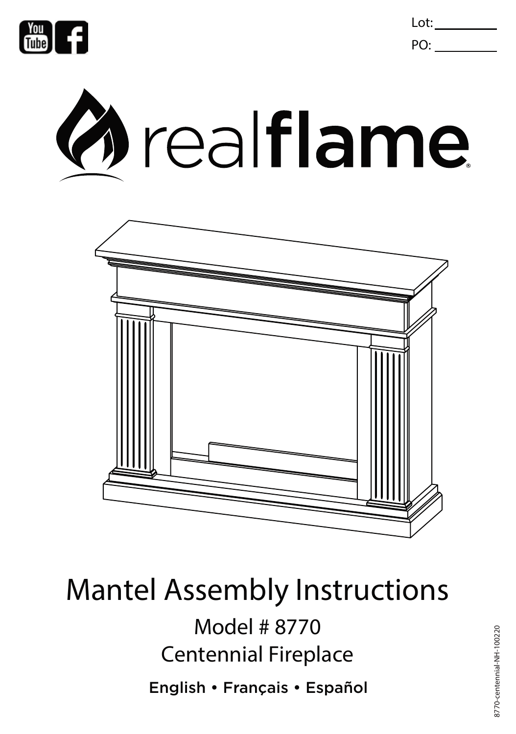Lot: _________

PO: _________

# realflame®

# Mantel Assembly Instructions

## Model # 8770

## Centennial Fireplace

English • Français • Español

8770-centennial-NH-100220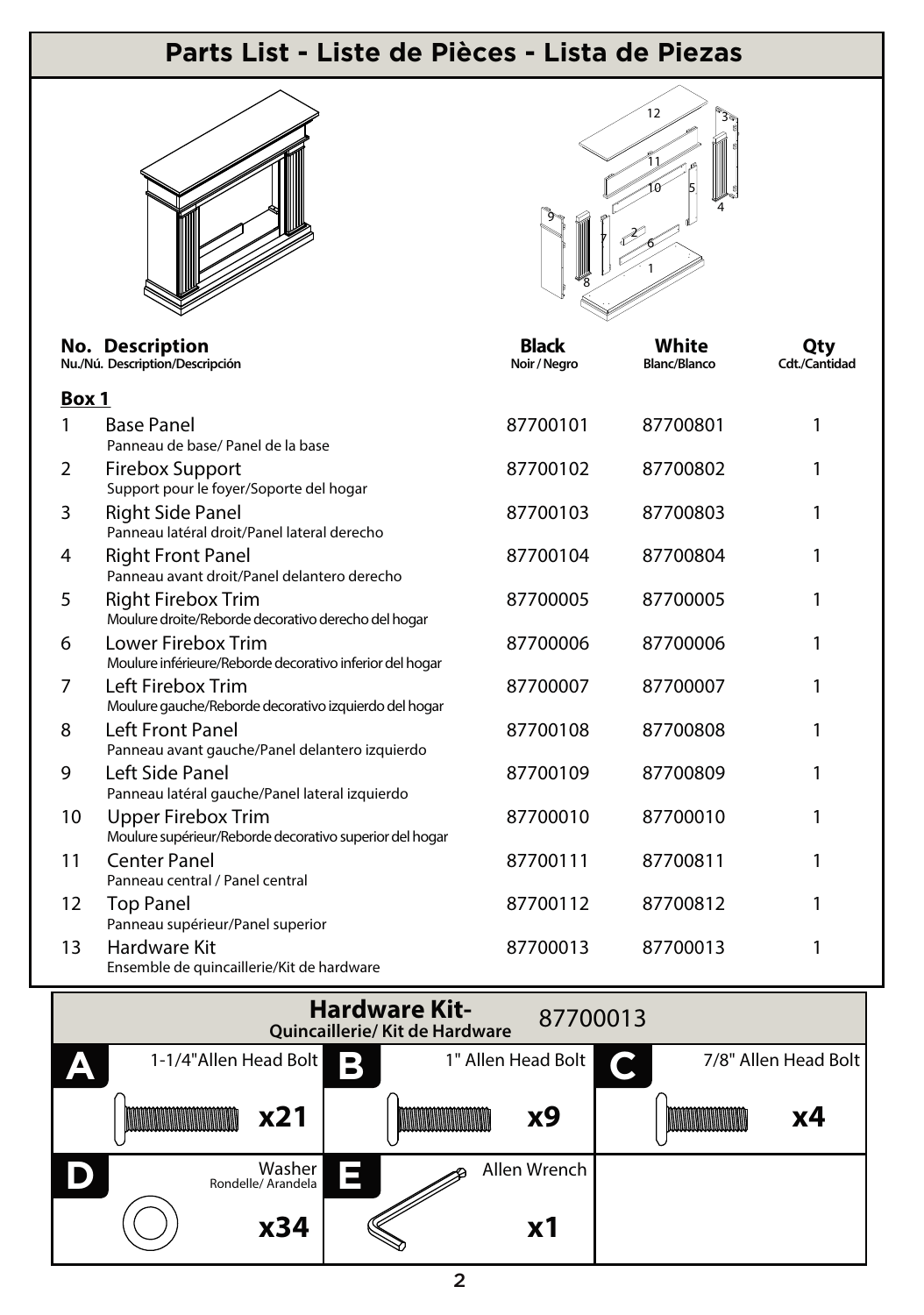# Parts List - Liste de Pièces - Lista de Piezas

| No. Nu./Nú. | Description Description/Descripción | Black Noir / Negro | White Blanc/Blanco | Qty Cdt./Cantidad |
|---|---|---|---|---|
| **Box 1** | | | | |
| 1 | Base Panel<br>Panneau de base/ Panel de la base | 87700101 | 87700801 | 1 |
| 2 | Firebox Support<br>Support pour le foyer/Soporte del hogar | 87700102 | 87700802 | 1 |
| 3 | Right Side Panel<br>Panneau latéral droit/Panel lateral derecho | 87700103 | 87700803 | 1 |
| 4 | Right Front Panel<br>Panneau avant droit/Panel delantero derecho | 87700104 | 87700804 | 1 |
| 5 | Right Firebox Trim<br>Moulure droite/Reborde decorativo derecho del hogar | 87700005 | 87700005 | 1 |
| 6 | Lower Firebox Trim<br>Moulure inférieure/Reborde decorativo inferior del hogar | 87700006 | 87700006 | 1 |
| 7 | Left Firebox Trim<br>Moulure gauche/Reborde decorativo izquierdo del hogar | 87700007 | 87700007 | 1 |
| 8 | Left Front Panel<br>Panneau avant gauche/Panel delantero izquierdo | 87700108 | 87700808 | 1 |
| 9 | Left Side Panel<br>Panneau latéral gauche/Panel lateral izquierdo | 87700109 | 87700809 | 1 |
| 10 | Upper Firebox Trim<br>Moulure supérieur/Reborde decorativo superior del hogar | 87700010 | 87700010 | 1 |
| 11 | Center Panel<br>Panneau central / Panel central | 87700111 | 87700811 | 1 |
| 12 | Top Panel<br>Panneau supérieur/Panel superior | 87700112 | 87700812 | 1 |
| 13 | Hardware Kit<br>Ensemble de quincaillerie/Kit de hardware | 87700013 | 87700013 | 1 |

## Hardware Kit- Quincaillerie/ Kit de Hardware 87700013

| Part | Description | Qty |
|---|---|---|
| A | 1-1/4" Allen Head Bolt | x21 |
| B | 1" Allen Head Bolt | x9 |
| C | 7/8" Allen Head Bolt | x4 |
| D | Washer<br>Rondelle/ Arandela | x34 |
| E | Allen Wrench | x1 |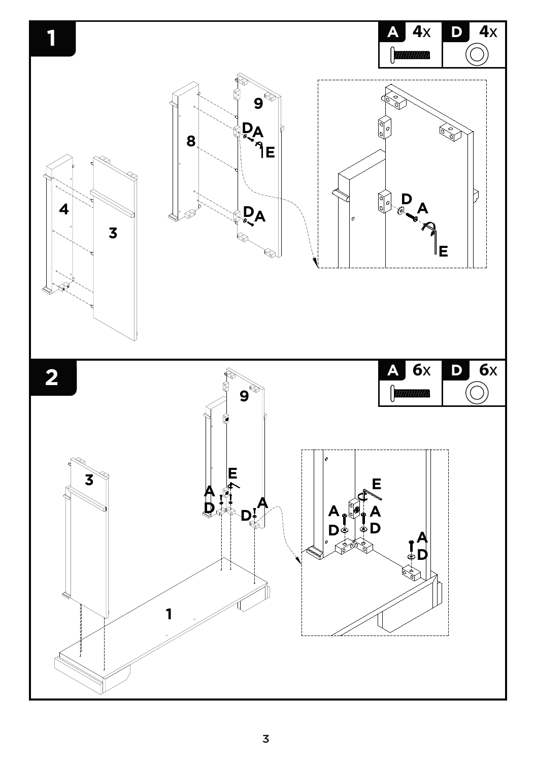## 1

| A | 4x | D | 4x |
| --- | --- | --- | --- |

## 2

| A | 6x | D | 6x |
| --- | --- | --- | --- |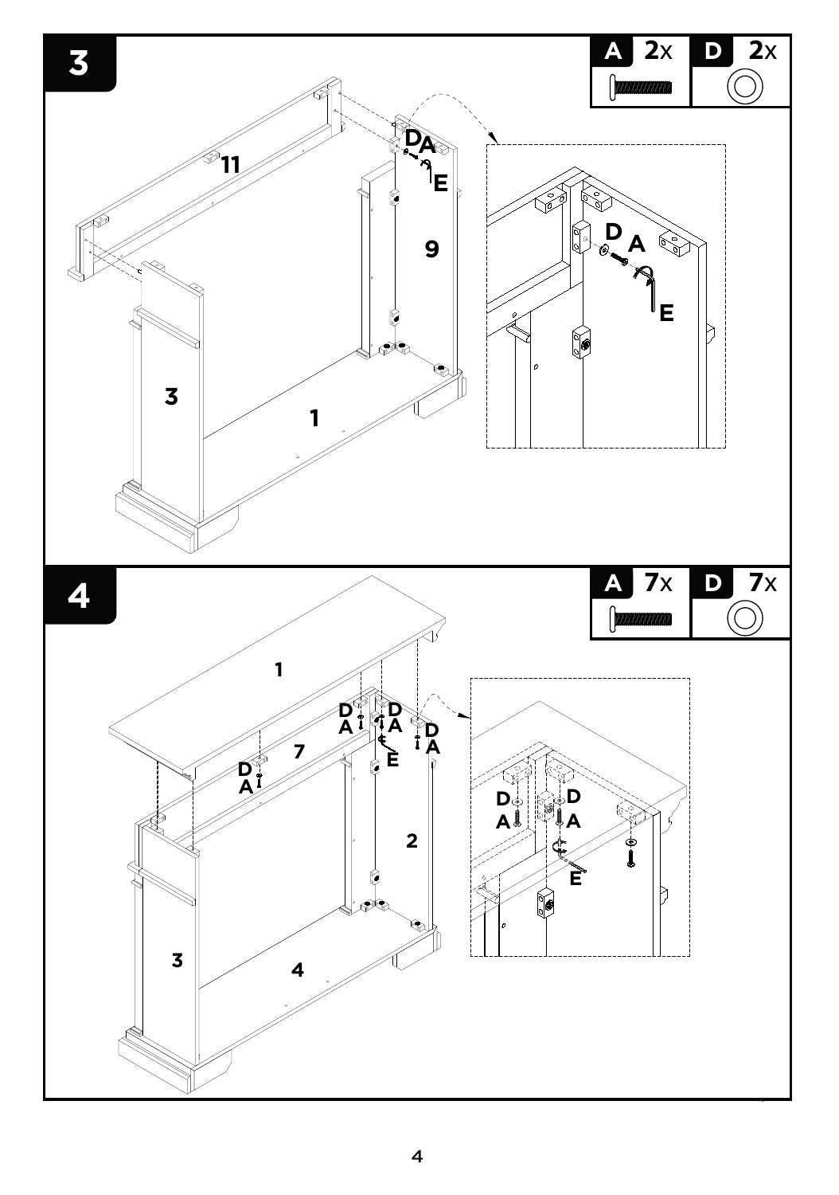# 3

| A | 2x | D | 2x |
|---|---|---|---|

# 4

| A | 7x | D | 7x |
|---|---|---|---|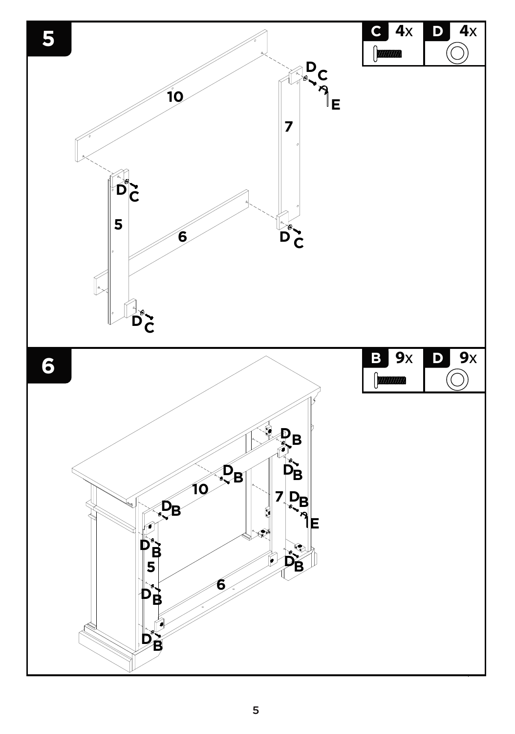# 5

| C | 4x | D | 4x |
| --- | --- | --- | --- |

# 6

| B | 9x | D | 9x |
| --- | --- | --- | --- |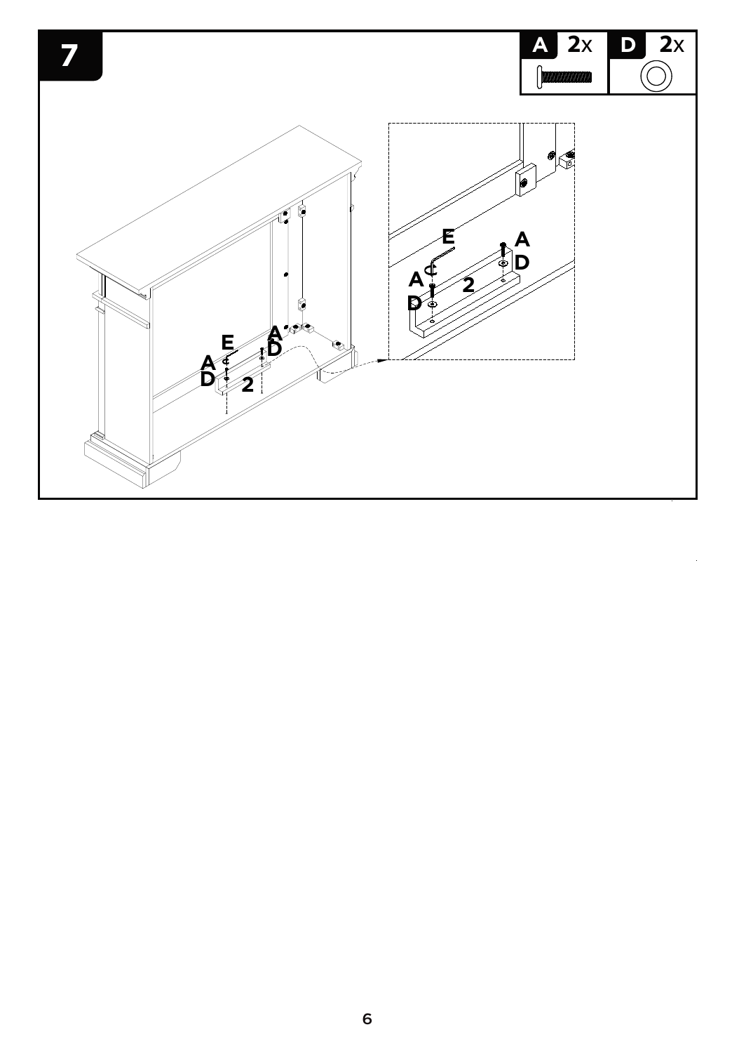# 7

| A | 2x | D | 2x |
|---|---|---|---|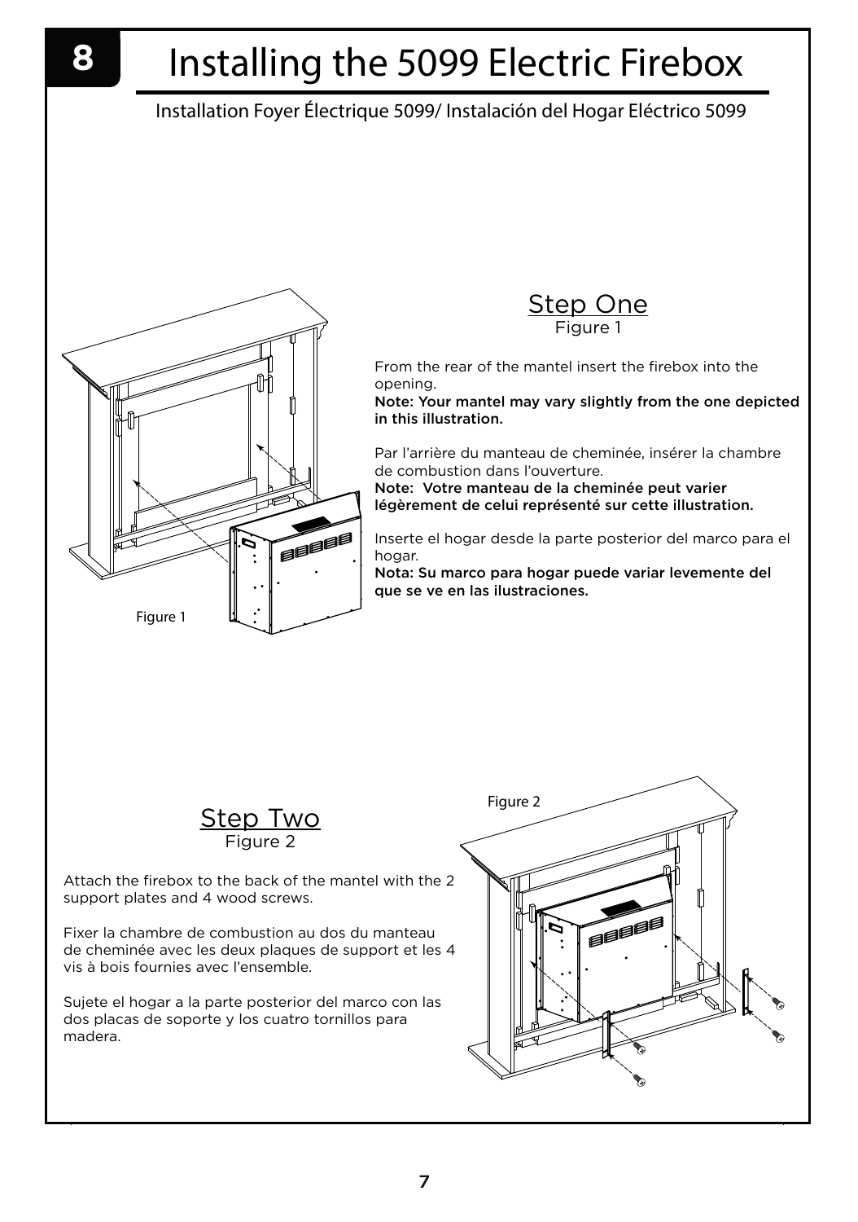# 8 Installing the 5099 Electric Firebox

Installation Foyer Électrique 5099/ Instalación del Hogar Eléctrico 5099

Figure 1

## Step One

Figure 1

From the rear of the mantel insert the firebox into the opening.
**Note: Your mantel may vary slightly from the one depicted in this illustration.**

Par l'arrière du manteau de cheminée, insérer la chambre de combustion dans l'ouverture.
**Note: Votre manteau de la cheminée peut varier légèrement de celui représenté sur cette illustration.**

Inserte el hogar desde la parte posterior del marco para el hogar.
**Nota: Su marco para hogar puede variar levemente del que se ve en las ilustraciones.**

## Step Two

Figure 2

Attach the firebox to the back of the mantel with the 2 support plates and 4 wood screws.

Fixer la chambre de combustion au dos du manteau de cheminée avec les deux plaques de support et les 4 vis à bois fournies avec l'ensemble.

Sujete el hogar a la parte posterior del marco con las dos placas de soporte y los cuatro tornillos para madera.

Figure 2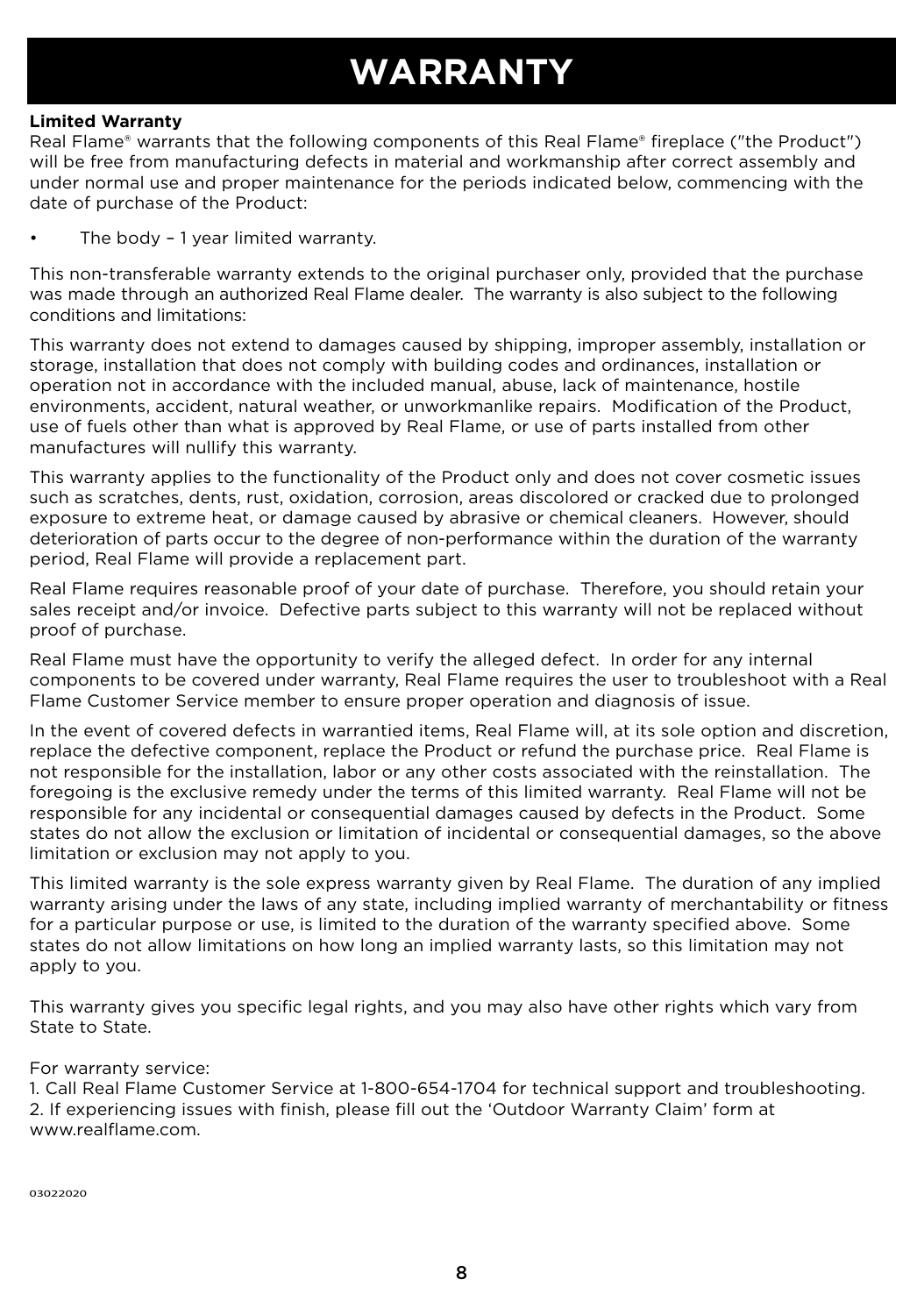# WARRANTY

**Limited Warranty**

Real Flame® warrants that the following components of this Real Flame® fireplace ("the Product") will be free from manufacturing defects in material and workmanship after correct assembly and under normal use and proper maintenance for the periods indicated below, commencing with the date of purchase of the Product:

- The body – 1 year limited warranty.

This non-transferable warranty extends to the original purchaser only, provided that the purchase was made through an authorized Real Flame dealer. The warranty is also subject to the following conditions and limitations:

This warranty does not extend to damages caused by shipping, improper assembly, installation or storage, installation that does not comply with building codes and ordinances, installation or operation not in accordance with the included manual, abuse, lack of maintenance, hostile environments, accident, natural weather, or unworkmanlike repairs. Modification of the Product, use of fuels other than what is approved by Real Flame, or use of parts installed from other manufactures will nullify this warranty.

This warranty applies to the functionality of the Product only and does not cover cosmetic issues such as scratches, dents, rust, oxidation, corrosion, areas discolored or cracked due to prolonged exposure to extreme heat, or damage caused by abrasive or chemical cleaners. However, should deterioration of parts occur to the degree of non-performance within the duration of the warranty period, Real Flame will provide a replacement part.

Real Flame requires reasonable proof of your date of purchase. Therefore, you should retain your sales receipt and/or invoice. Defective parts subject to this warranty will not be replaced without proof of purchase.

Real Flame must have the opportunity to verify the alleged defect. In order for any internal components to be covered under warranty, Real Flame requires the user to troubleshoot with a Real Flame Customer Service member to ensure proper operation and diagnosis of issue.

In the event of covered defects in warrantied items, Real Flame will, at its sole option and discretion, replace the defective component, replace the Product or refund the purchase price. Real Flame is not responsible for the installation, labor or any other costs associated with the reinstallation. The foregoing is the exclusive remedy under the terms of this limited warranty. Real Flame will not be responsible for any incidental or consequential damages caused by defects in the Product. Some states do not allow the exclusion or limitation of incidental or consequential damages, so the above limitation or exclusion may not apply to you.

This limited warranty is the sole express warranty given by Real Flame. The duration of any implied warranty arising under the laws of any state, including implied warranty of merchantability or fitness for a particular purpose or use, is limited to the duration of the warranty specified above. Some states do not allow limitations on how long an implied warranty lasts, so this limitation may not apply to you.

This warranty gives you specific legal rights, and you may also have other rights which vary from State to State.

For warranty service:
1. Call Real Flame Customer Service at 1-800-654-1704 for technical support and troubleshooting.
2. If experiencing issues with finish, please fill out the 'Outdoor Warranty Claim' form at www.realflame.com.

03022020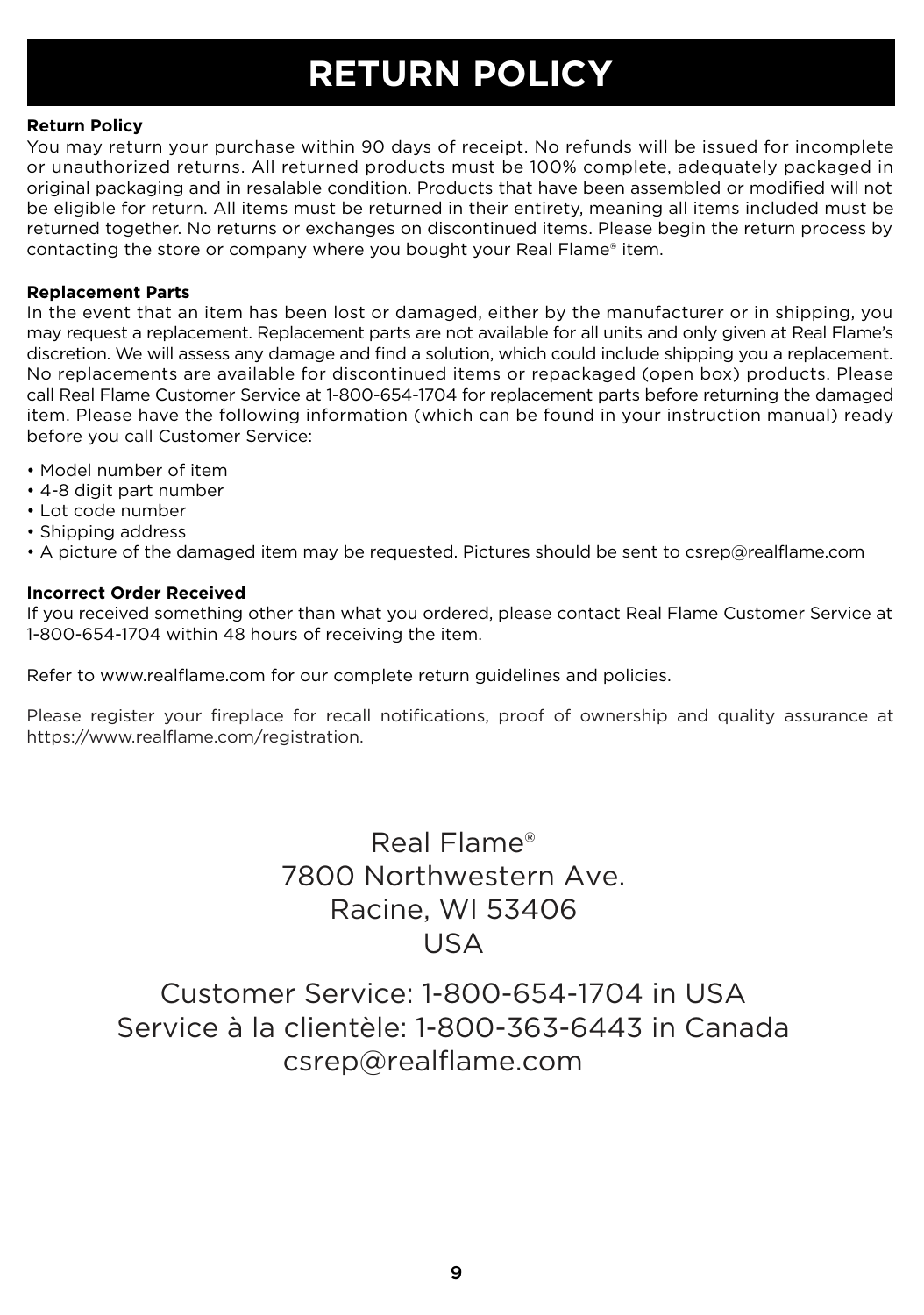# RETURN POLICY

**Return Policy**

You may return your purchase within 90 days of receipt. No refunds will be issued for incomplete or unauthorized returns. All returned products must be 100% complete, adequately packaged in original packaging and in resalable condition. Products that have been assembled or modified will not be eligible for return. All items must be returned in their entirety, meaning all items included must be returned together. No returns or exchanges on discontinued items. Please begin the return process by contacting the store or company where you bought your Real Flame® item.

**Replacement Parts**

In the event that an item has been lost or damaged, either by the manufacturer or in shipping, you may request a replacement. Replacement parts are not available for all units and only given at Real Flame's discretion. We will assess any damage and find a solution, which could include shipping you a replacement. No replacements are available for discontinued items or repackaged (open box) products. Please call Real Flame Customer Service at 1-800-654-1704 for replacement parts before returning the damaged item. Please have the following information (which can be found in your instruction manual) ready before you call Customer Service:

- Model number of item
- 4-8 digit part number
- Lot code number
- Shipping address
- A picture of the damaged item may be requested. Pictures should be sent to csrep@realflame.com

**Incorrect Order Received**

If you received something other than what you ordered, please contact Real Flame Customer Service at 1-800-654-1704 within 48 hours of receiving the item.

Refer to www.realflame.com for our complete return guidelines and policies.

Please register your fireplace for recall notifications, proof of ownership and quality assurance at https://www.realflame.com/registration.

Real Flame®
7800 Northwestern Ave.
Racine, WI 53406
USA

Customer Service: 1-800-654-1704 in USA
Service à la clientèle: 1-800-363-6443 in Canada
csrep@realflame.com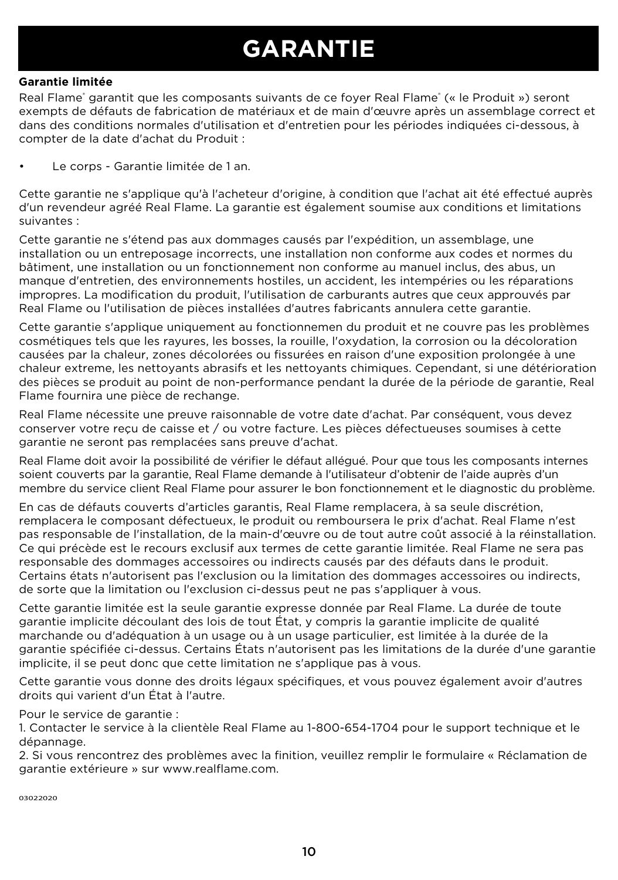# GARANTIE

**Garantie limitée**

Real Flame® garantit que les composants suivants de ce foyer Real Flame® (« le Produit ») seront exempts de défauts de fabrication de matériaux et de main d'œuvre après un assemblage correct et dans des conditions normales d'utilisation et d'entretien pour les périodes indiquées ci-dessous, à compter de la date d'achat du Produit :

- Le corps - Garantie limitée de 1 an.

Cette garantie ne s'applique qu'à l'acheteur d'origine, à condition que l'achat ait été effectué auprès d'un revendeur agréé Real Flame. La garantie est également soumise aux conditions et limitations suivantes :

Cette garantie ne s'étend pas aux dommages causés par l'expédition, un assemblage, une installation ou un entreposage incorrects, une installation non conforme aux codes et normes du bâtiment, une installation ou un fonctionnement non conforme au manuel inclus, des abus, un manque d'entretien, des environnements hostiles, un accident, les intempéries ou les réparations impropres. La modification du produit, l'utilisation de carburants autres que ceux approuvés par Real Flame ou l'utilisation de pièces installées d'autres fabricants annulera cette garantie.

Cette garantie s'applique uniquement au fonctionnemen du produit et ne couvre pas les problèmes cosmétiques tels que les rayures, les bosses, la rouille, l'oxydation, la corrosion ou la décoloration causées par la chaleur, zones décolorées ou fissurées en raison d'une exposition prolongée à une chaleur extreme, les nettoyants abrasifs et les nettoyants chimiques. Cependant, si une détérioration des pièces se produit au point de non-performance pendant la durée de la période de garantie, Real Flame fournira une pièce de rechange.

Real Flame nécessite une preuve raisonnable de votre date d'achat. Par conséquent, vous devez conserver votre reçu de caisse et / ou votre facture. Les pièces défectueuses soumises à cette garantie ne seront pas remplacées sans preuve d'achat.

Real Flame doit avoir la possibilité de vérifier le défaut allégué. Pour que tous les composants internes soient couverts par la garantie, Real Flame demande à l'utilisateur d'obtenir de l'aide auprès d'un membre du service client Real Flame pour assurer le bon fonctionnement et le diagnostic du problème.

En cas de défauts couverts d'articles garantis, Real Flame remplacera, à sa seule discrétion, remplacera le composant défectueux, le produit ou remboursera le prix d'achat. Real Flame n'est pas responsable de l'installation, de la main-d'œuvre ou de tout autre coût associé à la réinstallation. Ce qui précède est le recours exclusif aux termes de cette garantie limitée. Real Flame ne sera pas responsable des dommages accessoires ou indirects causés par des défauts dans le produit. Certains états n'autorisent pas l'exclusion ou la limitation des dommages accessoires ou indirects, de sorte que la limitation ou l'exclusion ci-dessus peut ne pas s'appliquer à vous.

Cette garantie limitée est la seule garantie expresse donnée par Real Flame. La durée de toute garantie implicite découlant des lois de tout État, y compris la garantie implicite de qualité marchande ou d'adéquation à un usage ou à un usage particulier, est limitée à la durée de la garantie spécifiée ci-dessus. Certains États n'autorisent pas les limitations de la durée d'une garantie implicite, il se peut donc que cette limitation ne s'applique pas à vous.

Cette garantie vous donne des droits légaux spécifiques, et vous pouvez également avoir d'autres droits qui varient d'un État à l'autre.

Pour le service de garantie :
1. Contacter le service à la clientèle Real Flame au 1-800-654-1704 pour le support technique et le dépannage.
2. Si vous rencontrez des problèmes avec la finition, veuillez remplir le formulaire « Réclamation de garantie extérieure » sur www.realflame.com.

03022020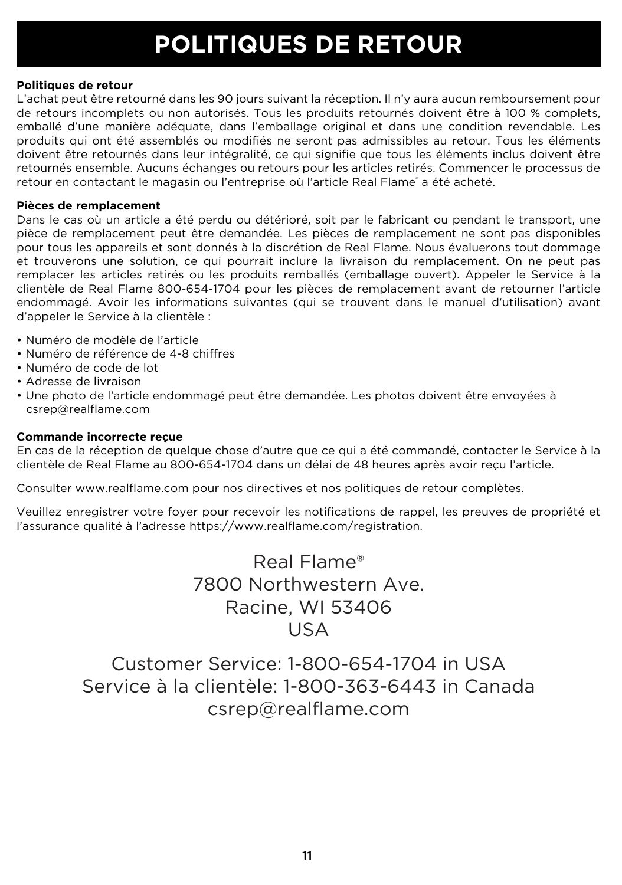# POLITIQUES DE RETOUR

**Politiques de retour**

L'achat peut être retourné dans les 90 jours suivant la réception. Il n'y aura aucun remboursement pour de retours incomplets ou non autorisés. Tous les produits retournés doivent être à 100 % complets, emballé d'une manière adéquate, dans l'emballage original et dans une condition revendable. Les produits qui ont été assemblés ou modifiés ne seront pas admissibles au retour. Tous les éléments doivent être retournés dans leur intégralité, ce qui signifie que tous les éléments inclus doivent être retournés ensemble. Aucuns échanges ou retours pour les articles retirés. Commencer le processus de retour en contactant le magasin ou l'entreprise où l'article Real Flame® a été acheté.

**Pièces de remplacement**

Dans le cas où un article a été perdu ou détérioré, soit par le fabricant ou pendant le transport, une pièce de remplacement peut être demandée. Les pièces de remplacement ne sont pas disponibles pour tous les appareils et sont donnés à la discrétion de Real Flame. Nous évaluerons tout dommage et trouverons une solution, ce qui pourrait inclure la livraison du remplacement. On ne peut pas remplacer les articles retirés ou les produits remballés (emballage ouvert). Appeler le Service à la clientèle de Real Flame 800-654-1704 pour les pièces de remplacement avant de retourner l'article endommagé. Avoir les informations suivantes (qui se trouvent dans le manuel d'utilisation) avant d'appeler le Service à la clientèle :

- Numéro de modèle de l'article
- Numéro de référence de 4-8 chiffres
- Numéro de code de lot
- Adresse de livraison
- Une photo de l'article endommagé peut être demandée. Les photos doivent être envoyées à csrep@realflame.com

**Commande incorrecte reçue**

En cas de la réception de quelque chose d'autre que ce qui a été commandé, contacter le Service à la clientèle de Real Flame au 800-654-1704 dans un délai de 48 heures après avoir reçu l'article.

Consulter www.realflame.com pour nos directives et nos politiques de retour complètes.

Veuillez enregistrer votre foyer pour recevoir les notifications de rappel, les preuves de propriété et l'assurance qualité à l'adresse https://www.realflame.com/registration.

Real Flame®
7800 Northwestern Ave.
Racine, WI 53406
USA

Customer Service: 1-800-654-1704 in USA
Service à la clientèle: 1-800-363-6443 in Canada
csrep@realflame.com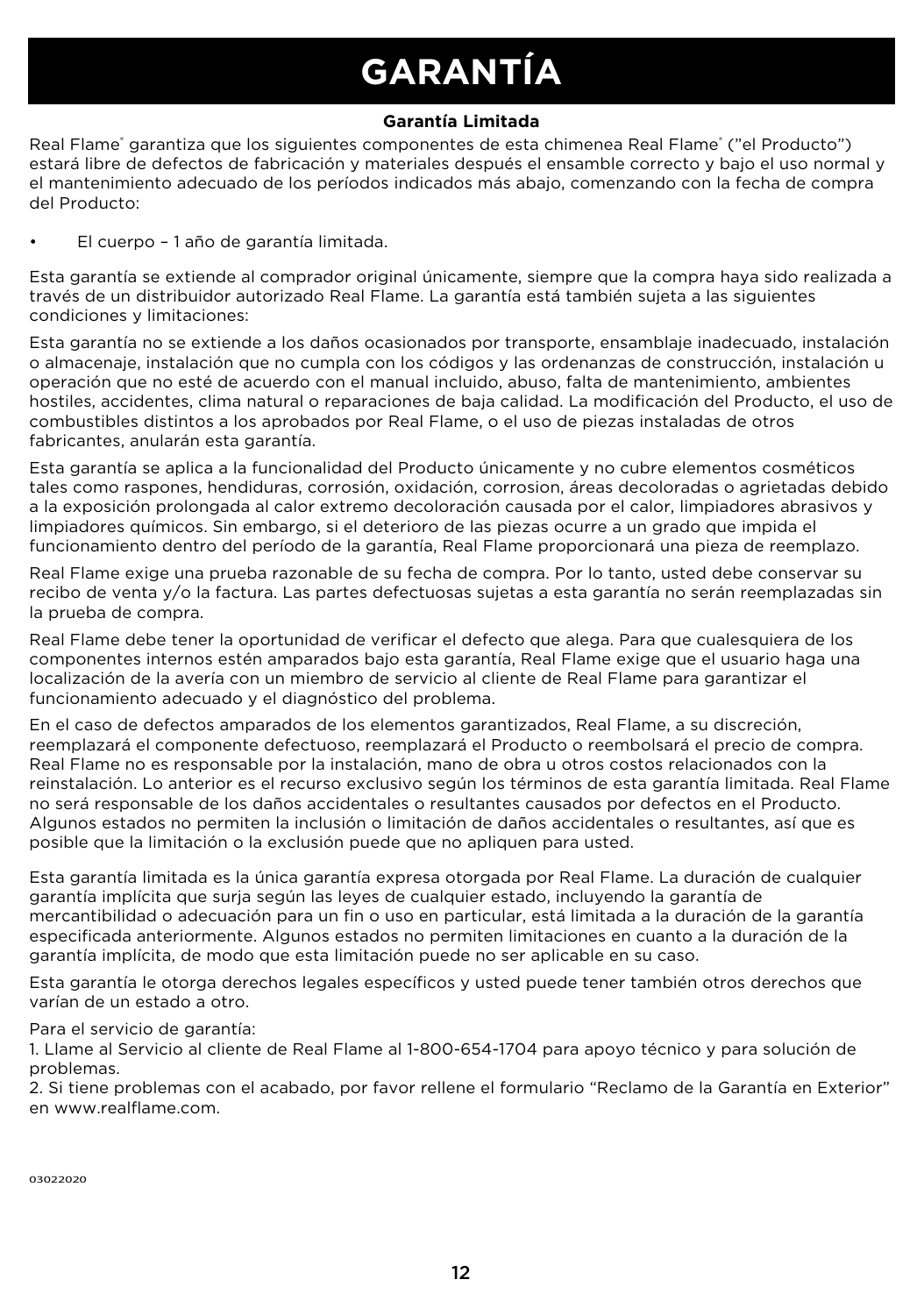# GARANTÍA

**Garantía Limitada**

Real Flame® garantiza que los siguientes componentes de esta chimenea Real Flame® ("el Producto") estará libre de defectos de fabricación y materiales después el ensamble correcto y bajo el uso normal y el mantenimiento adecuado de los períodos indicados más abajo, comenzando con la fecha de compra del Producto:

- El cuerpo – 1 año de garantía limitada.

Esta garantía se extiende al comprador original únicamente, siempre que la compra haya sido realizada a través de un distribuidor autorizado Real Flame. La garantía está también sujeta a las siguientes condiciones y limitaciones:

Esta garantía no se extiende a los daños ocasionados por transporte, ensamblaje inadecuado, instalación o almacenaje, instalación que no cumpla con los códigos y las ordenanzas de construcción, instalación u operación que no esté de acuerdo con el manual incluido, abuso, falta de mantenimiento, ambientes hostiles, accidentes, clima natural o reparaciones de baja calidad. La modificación del Producto, el uso de combustibles distintos a los aprobados por Real Flame, o el uso de piezas instaladas de otros fabricantes, anularán esta garantía.

Esta garantía se aplica a la funcionalidad del Producto únicamente y no cubre elementos cosméticos tales como raspones, hendiduras, corrosión, oxidación, corrosion, áreas decoloradas o agrietadas debido a la exposición prolongada al calor extremo decoloración causada por el calor, limpiadores abrasivos y limpiadores químicos. Sin embargo, si el deterioro de las piezas ocurre a un grado que impida el funcionamiento dentro del período de la garantía, Real Flame proporcionará una pieza de reemplazo.

Real Flame exige una prueba razonable de su fecha de compra. Por lo tanto, usted debe conservar su recibo de venta y/o la factura. Las partes defectuosas sujetas a esta garantía no serán reemplazadas sin la prueba de compra.

Real Flame debe tener la oportunidad de verificar el defecto que alega. Para que cualesquiera de los componentes internos estén amparados bajo esta garantía, Real Flame exige que el usuario haga una localización de la avería con un miembro de servicio al cliente de Real Flame para garantizar el funcionamiento adecuado y el diagnóstico del problema.

En el caso de defectos amparados de los elementos garantizados, Real Flame, a su discreción, reemplazará el componente defectuoso, reemplazará el Producto o reembolsará el precio de compra. Real Flame no es responsable por la instalación, mano de obra u otros costos relacionados con la reinstalación. Lo anterior es el recurso exclusivo según los términos de esta garantía limitada. Real Flame no será responsable de los daños accidentales o resultantes causados por defectos en el Producto. Algunos estados no permiten la inclusión o limitación de daños accidentales o resultantes, así que es posible que la limitación o la exclusión puede que no apliquen para usted.

Esta garantía limitada es la única garantía expresa otorgada por Real Flame. La duración de cualquier garantía implícita que surja según las leyes de cualquier estado, incluyendo la garantía de mercantibilidad o adecuación para un fin o uso en particular, está limitada a la duración de la garantía especificada anteriormente. Algunos estados no permiten limitaciones en cuanto a la duración de la garantía implícita, de modo que esta limitación puede no ser aplicable en su caso.

Esta garantía le otorga derechos legales específicos y usted puede tener también otros derechos que varían de un estado a otro.

Para el servicio de garantía:
1. Llame al Servicio al cliente de Real Flame al 1-800-654-1704 para apoyo técnico y para solución de problemas.
2. Si tiene problemas con el acabado, por favor rellene el formulario "Reclamo de la Garantía en Exterior" en www.realflame.com.

03022020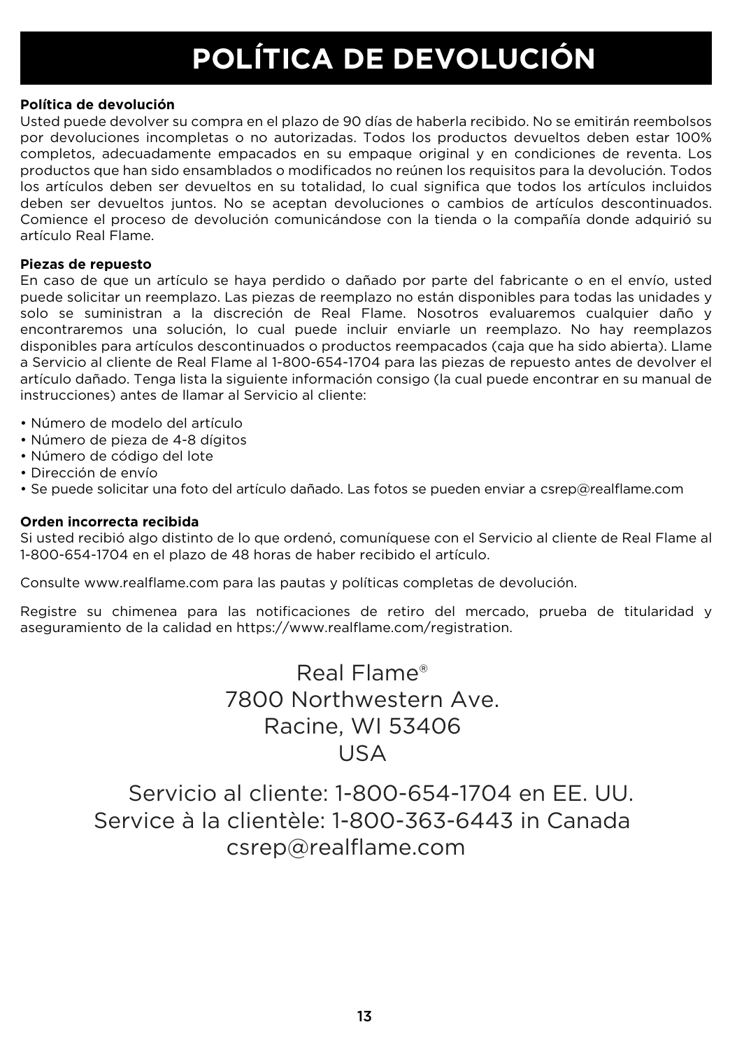# POLÍTICA DE DEVOLUCIÓN

**Política de devolución**

Usted puede devolver su compra en el plazo de 90 días de haberla recibido. No se emitirán reembolsos por devoluciones incompletas o no autorizadas. Todos los productos devueltos deben estar 100% completos, adecuadamente empacados en su empaque original y en condiciones de reventa. Los productos que han sido ensamblados o modificados no reúnen los requisitos para la devolución. Todos los artículos deben ser devueltos en su totalidad, lo cual significa que todos los artículos incluidos deben ser devueltos juntos. No se aceptan devoluciones o cambios de artículos descontinuados. Comience el proceso de devolución comunicándose con la tienda o la compañía donde adquirió su artículo Real Flame.

**Piezas de repuesto**

En caso de que un artículo se haya perdido o dañado por parte del fabricante o en el envío, usted puede solicitar un reemplazo. Las piezas de reemplazo no están disponibles para todas las unidades y solo se suministran a la discreción de Real Flame. Nosotros evaluaremos cualquier daño y encontraremos una solución, lo cual puede incluir enviarle un reemplazo. No hay reemplazos disponibles para artículos descontinuados o productos reempacados (caja que ha sido abierta). Llame a Servicio al cliente de Real Flame al 1-800-654-1704 para las piezas de repuesto antes de devolver el artículo dañado. Tenga lista la siguiente información consigo (la cual puede encontrar en su manual de instrucciones) antes de llamar al Servicio al cliente:

- Número de modelo del artículo
- Número de pieza de 4-8 dígitos
- Número de código del lote
- Dirección de envío
- Se puede solicitar una foto del artículo dañado. Las fotos se pueden enviar a csrep@realflame.com

**Orden incorrecta recibida**

Si usted recibió algo distinto de lo que ordenó, comuníquese con el Servicio al cliente de Real Flame al 1-800-654-1704 en el plazo de 48 horas de haber recibido el artículo.

Consulte www.realflame.com para las pautas y políticas completas de devolución.

Registre su chimenea para las notificaciones de retiro del mercado, prueba de titularidad y aseguramiento de la calidad en https://www.realflame.com/registration.

Real Flame®
7800 Northwestern Ave.
Racine, WI 53406
USA

Servicio al cliente: 1-800-654-1704 en EE. UU.
Service à la clientèle: 1-800-363-6443 in Canada
csrep@realflame.com